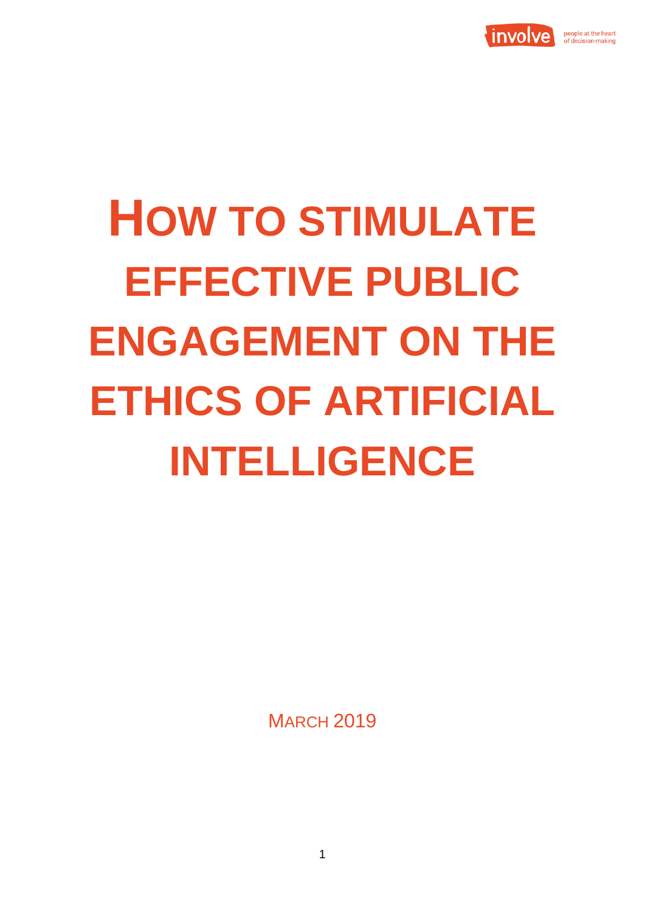involve — people at the heart of decision-making

# HOW TO STIMULATE EFFECTIVE PUBLIC ENGAGEMENT ON THE ETHICS OF ARTIFICIAL INTELLIGENCE

MARCH 2019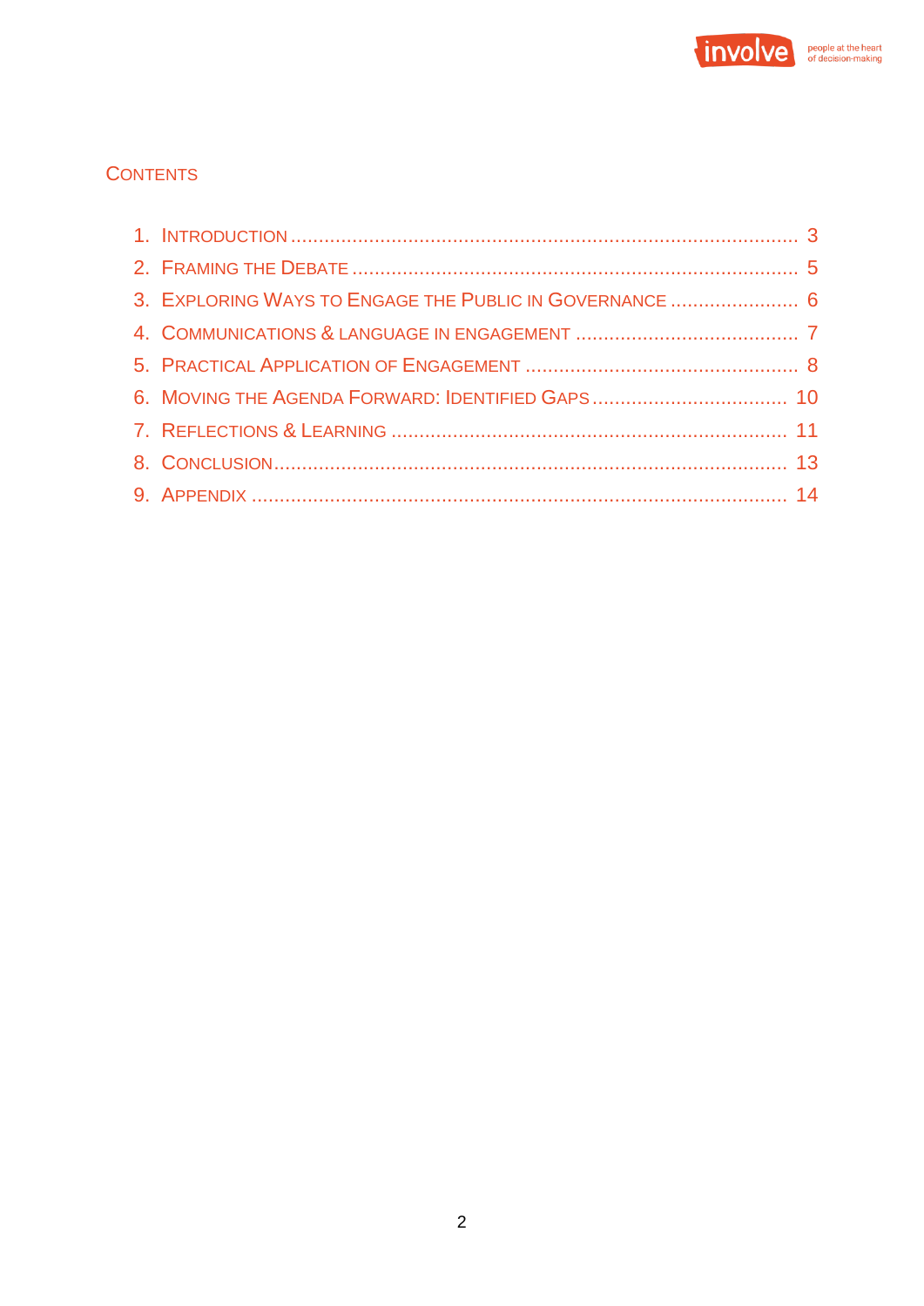## Contents

1. Introduction .......... 3
2. Framing the Debate .......... 5
3. Exploring Ways to Engage the Public in Governance .......... 6
4. Communications & language in engagement .......... 7
5. Practical Application of Engagement .......... 8
6. Moving the Agenda Forward: Identified Gaps .......... 10
7. Reflections & Learning .......... 11
8. Conclusion .......... 13
9. Appendix .......... 14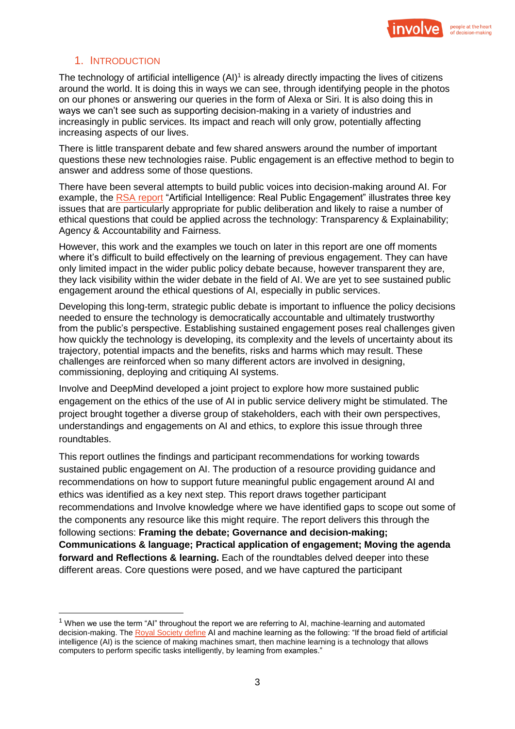## 1. Introduction

The technology of artificial intelligence (AI)[1] is already directly impacting the lives of citizens around the world. It is doing this in ways we can see, through identifying people in the photos on our phones or answering our queries in the form of Alexa or Siri. It is also doing this in ways we can't see such as supporting decision-making in a variety of industries and increasingly in public services. Its impact and reach will only grow, potentially affecting increasing aspects of our lives.

There is little transparent debate and few shared answers around the number of important questions these new technologies raise. Public engagement is an effective method to begin to answer and address some of those questions.

There have been several attempts to build public voices into decision-making around AI. For example, the RSA report "Artificial Intelligence: Real Public Engagement" illustrates three key issues that are particularly appropriate for public deliberation and likely to raise a number of ethical questions that could be applied across the technology: Transparency & Explainability; Agency & Accountability and Fairness.

However, this work and the examples we touch on later in this report are one off moments where it's difficult to build effectively on the learning of previous engagement. They can have only limited impact in the wider public policy debate because, however transparent they are, they lack visibility within the wider debate in the field of AI. We are yet to see sustained public engagement around the ethical questions of AI, especially in public services.

Developing this long-term, strategic public debate is important to influence the policy decisions needed to ensure the technology is democratically accountable and ultimately trustworthy from the public's perspective. Establishing sustained engagement poses real challenges given how quickly the technology is developing, its complexity and the levels of uncertainty about its trajectory, potential impacts and the benefits, risks and harms which may result. These challenges are reinforced when so many different actors are involved in designing, commissioning, deploying and critiquing AI systems.

Involve and DeepMind developed a joint project to explore how more sustained public engagement on the ethics of the use of AI in public service delivery might be stimulated. The project brought together a diverse group of stakeholders, each with their own perspectives, understandings and engagements on AI and ethics, to explore this issue through three roundtables.

This report outlines the findings and participant recommendations for working towards sustained public engagement on AI. The production of a resource providing guidance and recommendations on how to support future meaningful public engagement around AI and ethics was identified as a key next step. This report draws together participant recommendations and Involve knowledge where we have identified gaps to scope out some of the components any resource like this might require. The report delivers this through the following sections: **Framing the debate; Governance and decision-making; Communications & language; Practical application of engagement; Moving the agenda forward and Reflections & learning.** Each of the roundtables delved deeper into these different areas. Core questions were posed, and we have captured the participant

---

[1] When we use the term "AI" throughout the report we are referring to AI, machine-learning and automated decision-making. The Royal Society define AI and machine learning as the following: "If the broad field of artificial intelligence (AI) is the science of making machines smart, then machine learning is a technology that allows computers to perform specific tasks intelligently, by learning from examples."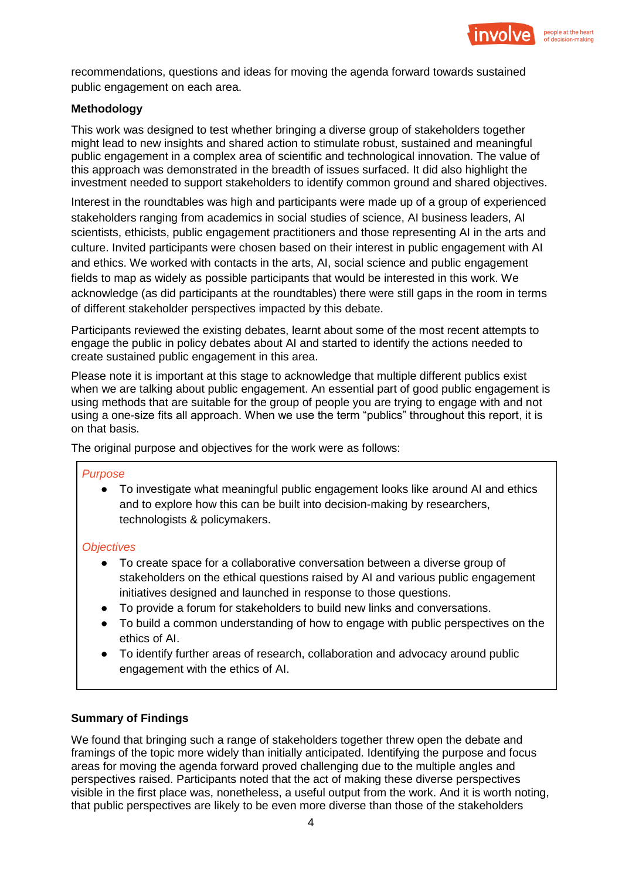recommendations, questions and ideas for moving the agenda forward towards sustained public engagement on each area.

**Methodology**

This work was designed to test whether bringing a diverse group of stakeholders together might lead to new insights and shared action to stimulate robust, sustained and meaningful public engagement in a complex area of scientific and technological innovation. The value of this approach was demonstrated in the breadth of issues surfaced. It did also highlight the investment needed to support stakeholders to identify common ground and shared objectives.

Interest in the roundtables was high and participants were made up of a group of experienced stakeholders ranging from academics in social studies of science, AI business leaders, AI scientists, ethicists, public engagement practitioners and those representing AI in the arts and culture. Invited participants were chosen based on their interest in public engagement with AI and ethics. We worked with contacts in the arts, AI, social science and public engagement fields to map as widely as possible participants that would be interested in this work. We acknowledge (as did participants at the roundtables) there were still gaps in the room in terms of different stakeholder perspectives impacted by this debate.

Participants reviewed the existing debates, learnt about some of the most recent attempts to engage the public in policy debates about AI and started to identify the actions needed to create sustained public engagement in this area.

Please note it is important at this stage to acknowledge that multiple different publics exist when we are talking about public engagement. An essential part of good public engagement is using methods that are suitable for the group of people you are trying to engage with and not using a one-size fits all approach. When we use the term "publics" throughout this report, it is on that basis.

The original purpose and objectives for the work were as follows:

*Purpose*

- To investigate what meaningful public engagement looks like around AI and ethics and to explore how this can be built into decision-making by researchers, technologists & policymakers.

*Objectives*

- To create space for a collaborative conversation between a diverse group of stakeholders on the ethical questions raised by AI and various public engagement initiatives designed and launched in response to those questions.
- To provide a forum for stakeholders to build new links and conversations.
- To build a common understanding of how to engage with public perspectives on the ethics of AI.
- To identify further areas of research, collaboration and advocacy around public engagement with the ethics of AI.

**Summary of Findings**

We found that bringing such a range of stakeholders together threw open the debate and framings of the topic more widely than initially anticipated. Identifying the purpose and focus areas for moving the agenda forward proved challenging due to the multiple angles and perspectives raised. Participants noted that the act of making these diverse perspectives visible in the first place was, nonetheless, a useful output from the work. And it is worth noting, that public perspectives are likely to be even more diverse than those of the stakeholders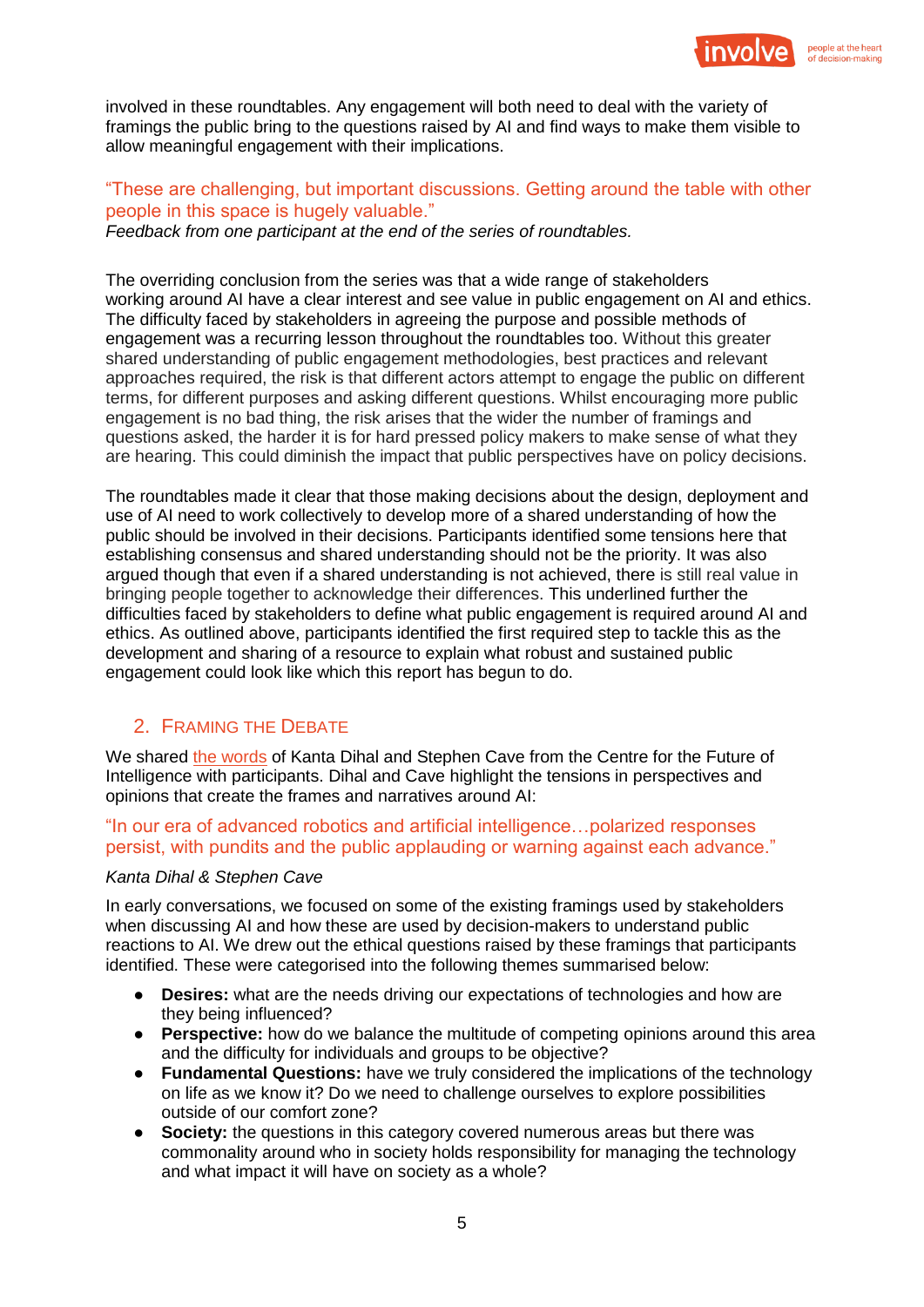involved in these roundtables. Any engagement will both need to deal with the variety of framings the public bring to the questions raised by AI and find ways to make them visible to allow meaningful engagement with their implications.

"These are challenging, but important discussions. Getting around the table with other people in this space is hugely valuable."
*Feedback from one participant at the end of the series of roundtables.*

The overriding conclusion from the series was that a wide range of stakeholders working around AI have a clear interest and see value in public engagement on AI and ethics. The difficulty faced by stakeholders in agreeing the purpose and possible methods of engagement was a recurring lesson throughout the roundtables too. Without this greater shared understanding of public engagement methodologies, best practices and relevant approaches required, the risk is that different actors attempt to engage the public on different terms, for different purposes and asking different questions. Whilst encouraging more public engagement is no bad thing, the risk arises that the wider the number of framings and questions asked, the harder it is for hard pressed policy makers to make sense of what they are hearing. This could diminish the impact that public perspectives have on policy decisions.

The roundtables made it clear that those making decisions about the design, deployment and use of AI need to work collectively to develop more of a shared understanding of how the public should be involved in their decisions. Participants identified some tensions here that establishing consensus and shared understanding should not be the priority. It was also argued though that even if a shared understanding is not achieved, there is still real value in bringing people together to acknowledge their differences. This underlined further the difficulties faced by stakeholders to define what public engagement is required around AI and ethics. As outlined above, participants identified the first required step to tackle this as the development and sharing of a resource to explain what robust and sustained public engagement could look like which this report has begun to do.

## 2. Framing the Debate

We shared the words of Kanta Dihal and Stephen Cave from the Centre for the Future of Intelligence with participants. Dihal and Cave highlight the tensions in perspectives and opinions that create the frames and narratives around AI:

"In our era of advanced robotics and artificial intelligence…polarized responses persist, with pundits and the public applauding or warning against each advance."

*Kanta Dihal & Stephen Cave*

In early conversations, we focused on some of the existing framings used by stakeholders when discussing AI and how these are used by decision-makers to understand public reactions to AI. We drew out the ethical questions raised by these framings that participants identified. These were categorised into the following themes summarised below:

- **Desires:** what are the needs driving our expectations of technologies and how are they being influenced?
- **Perspective:** how do we balance the multitude of competing opinions around this area and the difficulty for individuals and groups to be objective?
- **Fundamental Questions:** have we truly considered the implications of the technology on life as we know it? Do we need to challenge ourselves to explore possibilities outside of our comfort zone?
- **Society:** the questions in this category covered numerous areas but there was commonality around who in society holds responsibility for managing the technology and what impact it will have on society as a whole?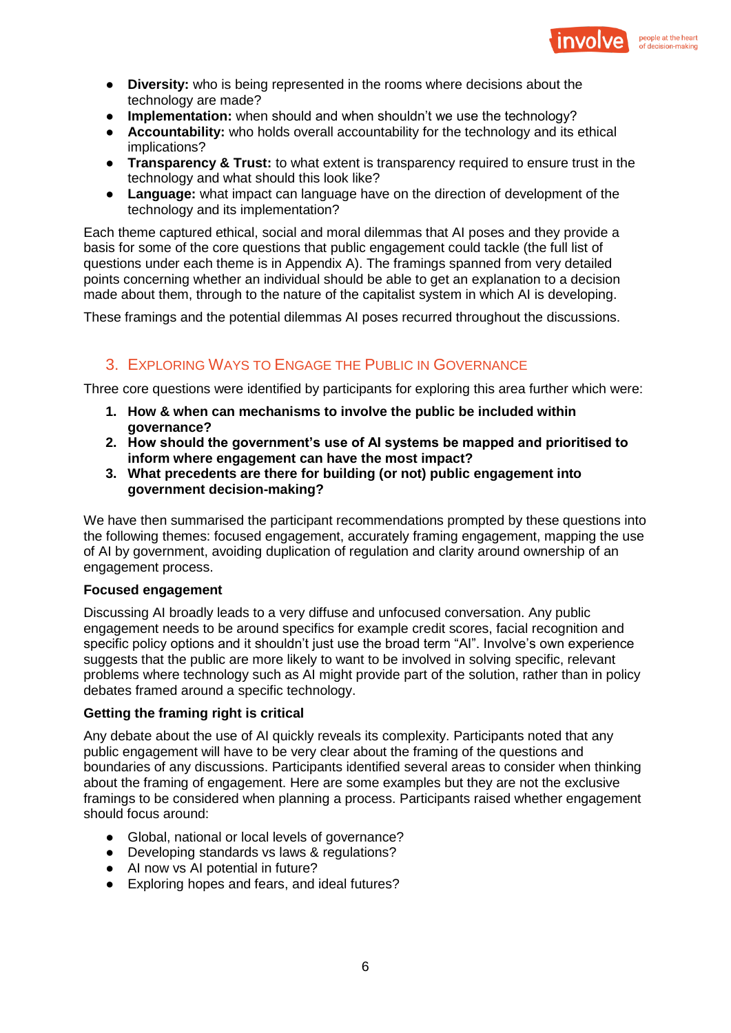- **Diversity:** who is being represented in the rooms where decisions about the technology are made?
- **Implementation:** when should and when shouldn't we use the technology?
- **Accountability:** who holds overall accountability for the technology and its ethical implications?
- **Transparency & Trust:** to what extent is transparency required to ensure trust in the technology and what should this look like?
- **Language:** what impact can language have on the direction of development of the technology and its implementation?

Each theme captured ethical, social and moral dilemmas that AI poses and they provide a basis for some of the core questions that public engagement could tackle (the full list of questions under each theme is in Appendix A). The framings spanned from very detailed points concerning whether an individual should be able to get an explanation to a decision made about them, through to the nature of the capitalist system in which AI is developing.

These framings and the potential dilemmas AI poses recurred throughout the discussions.

## 3. Exploring Ways to Engage the Public in Governance

Three core questions were identified by participants for exploring this area further which were:

1. **How & when can mechanisms to involve the public be included within governance?**
2. **How should the government's use of AI systems be mapped and prioritised to inform where engagement can have the most impact?**
3. **What precedents are there for building (or not) public engagement into government decision-making?**

We have then summarised the participant recommendations prompted by these questions into the following themes: focused engagement, accurately framing engagement, mapping the use of AI by government, avoiding duplication of regulation and clarity around ownership of an engagement process.

**Focused engagement**

Discussing AI broadly leads to a very diffuse and unfocused conversation. Any public engagement needs to be around specifics for example credit scores, facial recognition and specific policy options and it shouldn't just use the broad term "AI". Involve's own experience suggests that the public are more likely to want to be involved in solving specific, relevant problems where technology such as AI might provide part of the solution, rather than in policy debates framed around a specific technology.

**Getting the framing right is critical**

Any debate about the use of AI quickly reveals its complexity. Participants noted that any public engagement will have to be very clear about the framing of the questions and boundaries of any discussions. Participants identified several areas to consider when thinking about the framing of engagement. Here are some examples but they are not the exclusive framings to be considered when planning a process. Participants raised whether engagement should focus around:

- Global, national or local levels of governance?
- Developing standards vs laws & regulations?
- AI now vs AI potential in future?
- Exploring hopes and fears, and ideal futures?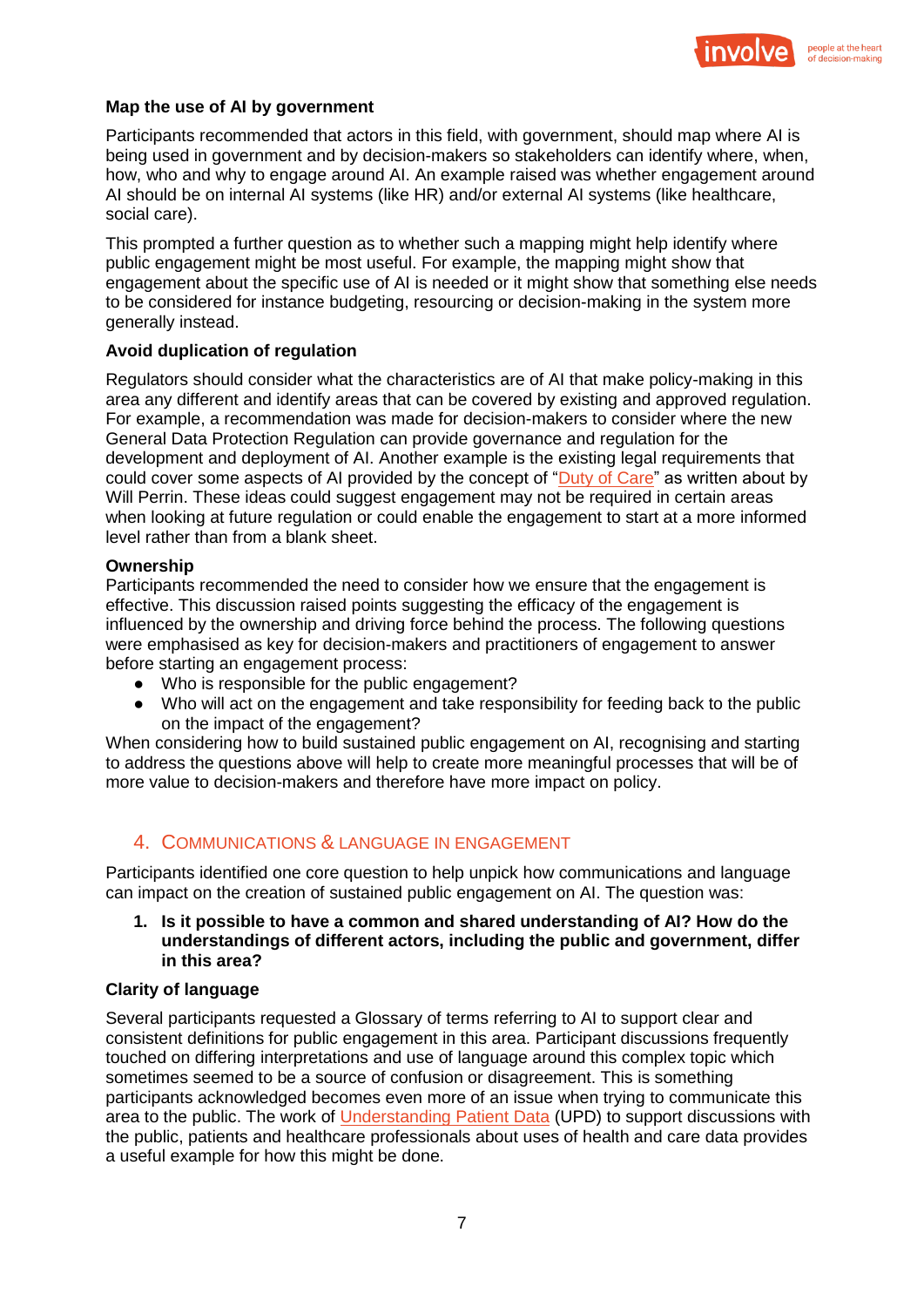**Map the use of AI by government**

Participants recommended that actors in this field, with government, should map where AI is being used in government and by decision-makers so stakeholders can identify where, when, how, who and why to engage around AI. An example raised was whether engagement around AI should be on internal AI systems (like HR) and/or external AI systems (like healthcare, social care).

This prompted a further question as to whether such a mapping might help identify where public engagement might be most useful. For example, the mapping might show that engagement about the specific use of AI is needed or it might show that something else needs to be considered for instance budgeting, resourcing or decision-making in the system more generally instead.

**Avoid duplication of regulation**

Regulators should consider what the characteristics are of AI that make policy-making in this area any different and identify areas that can be covered by existing and approved regulation. For example, a recommendation was made for decision-makers to consider where the new General Data Protection Regulation can provide governance and regulation for the development and deployment of AI. Another example is the existing legal requirements that could cover some aspects of AI provided by the concept of "Duty of Care" as written about by Will Perrin. These ideas could suggest engagement may not be required in certain areas when looking at future regulation or could enable the engagement to start at a more informed level rather than from a blank sheet.

**Ownership**

Participants recommended the need to consider how we ensure that the engagement is effective. This discussion raised points suggesting the efficacy of the engagement is influenced by the ownership and driving force behind the process. The following questions were emphasised as key for decision-makers and practitioners of engagement to answer before starting an engagement process:

- Who is responsible for the public engagement?
- Who will act on the engagement and take responsibility for feeding back to the public on the impact of the engagement?

When considering how to build sustained public engagement on AI, recognising and starting to address the questions above will help to create more meaningful processes that will be of more value to decision-makers and therefore have more impact on policy.

## 4. Communications & Language in Engagement

Participants identified one core question to help unpick how communications and language can impact on the creation of sustained public engagement on AI. The question was:

1. **Is it possible to have a common and shared understanding of AI? How do the understandings of different actors, including the public and government, differ in this area?**

**Clarity of language**

Several participants requested a Glossary of terms referring to AI to support clear and consistent definitions for public engagement in this area. Participant discussions frequently touched on differing interpretations and use of language around this complex topic which sometimes seemed to be a source of confusion or disagreement. This is something participants acknowledged becomes even more of an issue when trying to communicate this area to the public. The work of Understanding Patient Data (UPD) to support discussions with the public, patients and healthcare professionals about uses of health and care data provides a useful example for how this might be done.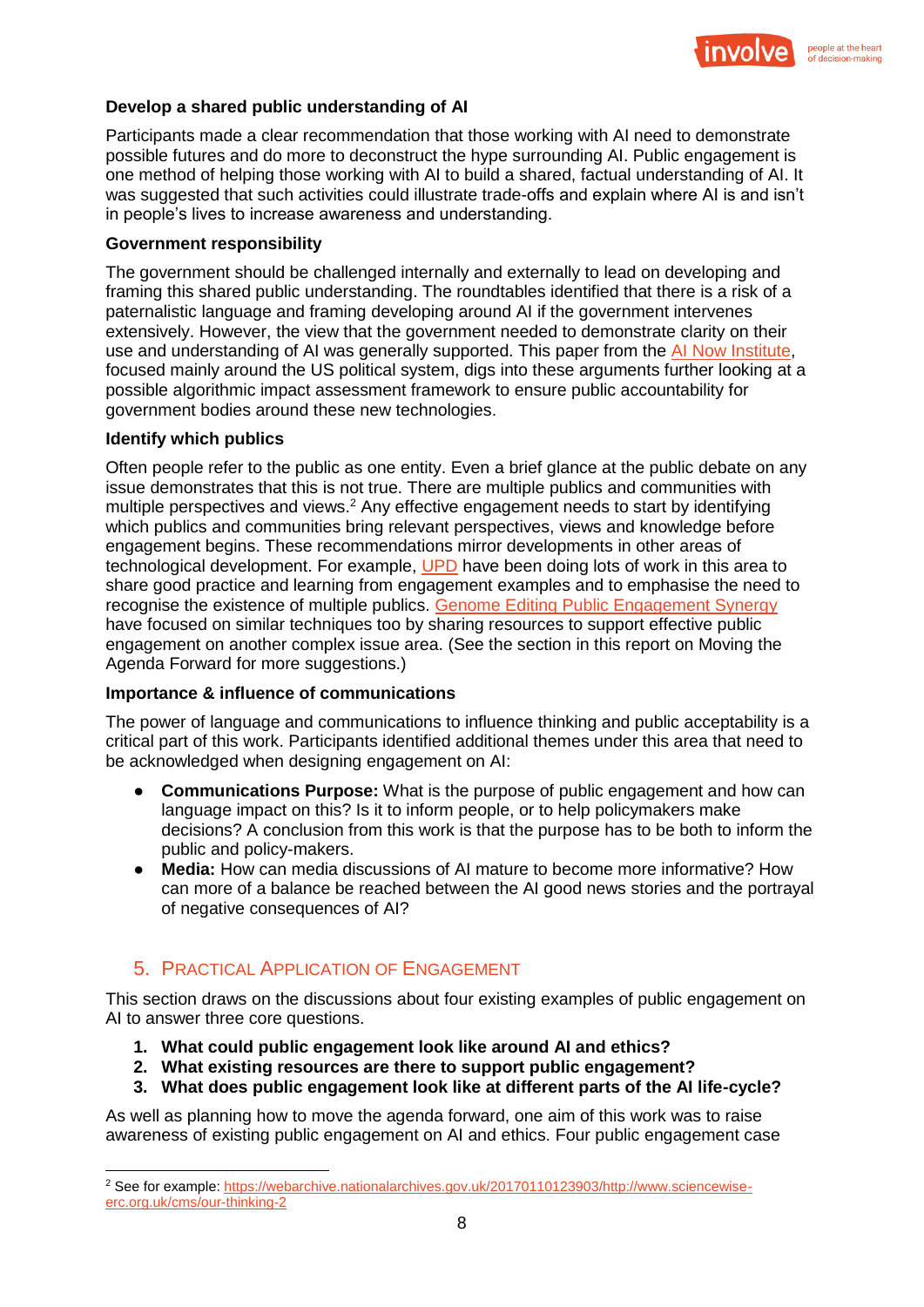**Develop a shared public understanding of AI**

Participants made a clear recommendation that those working with AI need to demonstrate possible futures and do more to deconstruct the hype surrounding AI. Public engagement is one method of helping those working with AI to build a shared, factual understanding of AI. It was suggested that such activities could illustrate trade-offs and explain where AI is and isn't in people's lives to increase awareness and understanding.

**Government responsibility**

The government should be challenged internally and externally to lead on developing and framing this shared public understanding. The roundtables identified that there is a risk of a paternalistic language and framing developing around AI if the government intervenes extensively. However, the view that the government needed to demonstrate clarity on their use and understanding of AI was generally supported. This paper from the AI Now Institute, focused mainly around the US political system, digs into these arguments further looking at a possible algorithmic impact assessment framework to ensure public accountability for government bodies around these new technologies.

**Identify which publics**

Often people refer to the public as one entity. Even a brief glance at the public debate on any issue demonstrates that this is not true. There are multiple publics and communities with multiple perspectives and views.[2] Any effective engagement needs to start by identifying which publics and communities bring relevant perspectives, views and knowledge before engagement begins. These recommendations mirror developments in other areas of technological development. For example, UPD have been doing lots of work in this area to share good practice and learning from engagement examples and to emphasise the need to recognise the existence of multiple publics. Genome Editing Public Engagement Synergy have focused on similar techniques too by sharing resources to support effective public engagement on another complex issue area. (See the section in this report on Moving the Agenda Forward for more suggestions.)

**Importance & influence of communications**

The power of language and communications to influence thinking and public acceptability is a critical part of this work. Participants identified additional themes under this area that need to be acknowledged when designing engagement on AI:

- **Communications Purpose:** What is the purpose of public engagement and how can language impact on this? Is it to inform people, or to help policymakers make decisions? A conclusion from this work is that the purpose has to be both to inform the public and policy-makers.
- **Media:** How can media discussions of AI mature to become more informative? How can more of a balance be reached between the AI good news stories and the portrayal of negative consequences of AI?

## 5. Practical Application of Engagement

This section draws on the discussions about four existing examples of public engagement on AI to answer three core questions.

1. **What could public engagement look like around AI and ethics?**
2. **What existing resources are there to support public engagement?**
3. **What does public engagement look like at different parts of the AI life-cycle?**

As well as planning how to move the agenda forward, one aim of this work was to raise awareness of existing public engagement on AI and ethics. Four public engagement case

[2] See for example: https://webarchive.nationalarchives.gov.uk/20170110123903/http://www.sciencewise-erc.org.uk/cms/our-thinking-2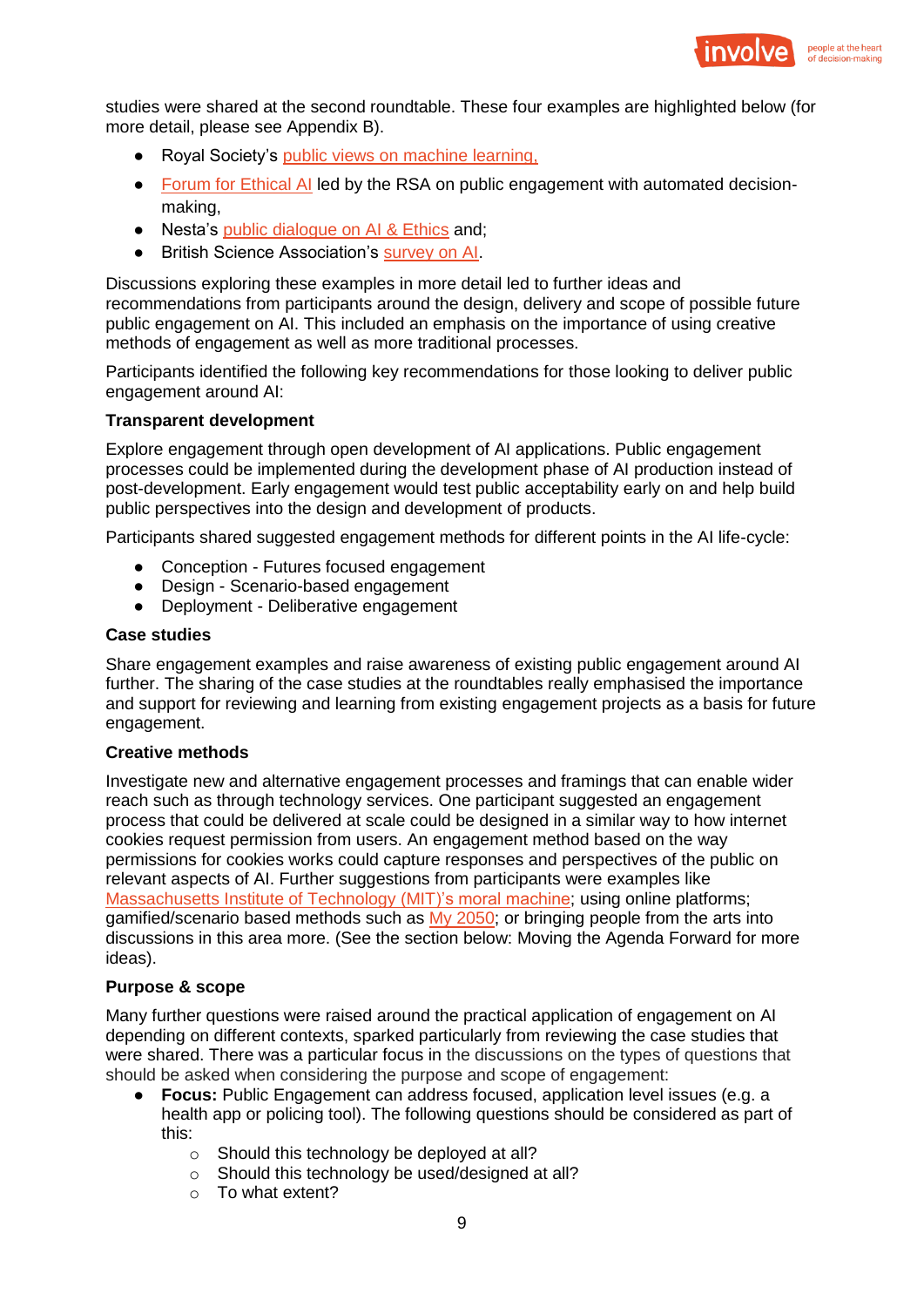studies were shared at the second roundtable. These four examples are highlighted below (for more detail, please see Appendix B).

- Royal Society's public views on machine learning,
- Forum for Ethical AI led by the RSA on public engagement with automated decision-making,
- Nesta's public dialogue on AI & Ethics and;
- British Science Association's survey on AI.

Discussions exploring these examples in more detail led to further ideas and recommendations from participants around the design, delivery and scope of possible future public engagement on AI. This included an emphasis on the importance of using creative methods of engagement as well as more traditional processes.

Participants identified the following key recommendations for those looking to deliver public engagement around AI:

**Transparent development**

Explore engagement through open development of AI applications. Public engagement processes could be implemented during the development phase of AI production instead of post-development. Early engagement would test public acceptability early on and help build public perspectives into the design and development of products.

Participants shared suggested engagement methods for different points in the AI life-cycle:

- Conception - Futures focused engagement
- Design - Scenario-based engagement
- Deployment - Deliberative engagement

**Case studies**

Share engagement examples and raise awareness of existing public engagement around AI further. The sharing of the case studies at the roundtables really emphasised the importance and support for reviewing and learning from existing engagement projects as a basis for future engagement.

**Creative methods**

Investigate new and alternative engagement processes and framings that can enable wider reach such as through technology services. One participant suggested an engagement process that could be delivered at scale could be designed in a similar way to how internet cookies request permission from users. An engagement method based on the way permissions for cookies works could capture responses and perspectives of the public on relevant aspects of AI. Further suggestions from participants were examples like Massachusetts Institute of Technology (MIT)'s moral machine; using online platforms; gamified/scenario based methods such as My 2050; or bringing people from the arts into discussions in this area more. (See the section below: Moving the Agenda Forward for more ideas).

**Purpose & scope**

Many further questions were raised around the practical application of engagement on AI depending on different contexts, sparked particularly from reviewing the case studies that were shared. There was a particular focus in the discussions on the types of questions that should be asked when considering the purpose and scope of engagement:

- **Focus:** Public Engagement can address focused, application level issues (e.g. a health app or policing tool). The following questions should be considered as part of this:
  - Should this technology be deployed at all?
  - Should this technology be used/designed at all?
  - To what extent?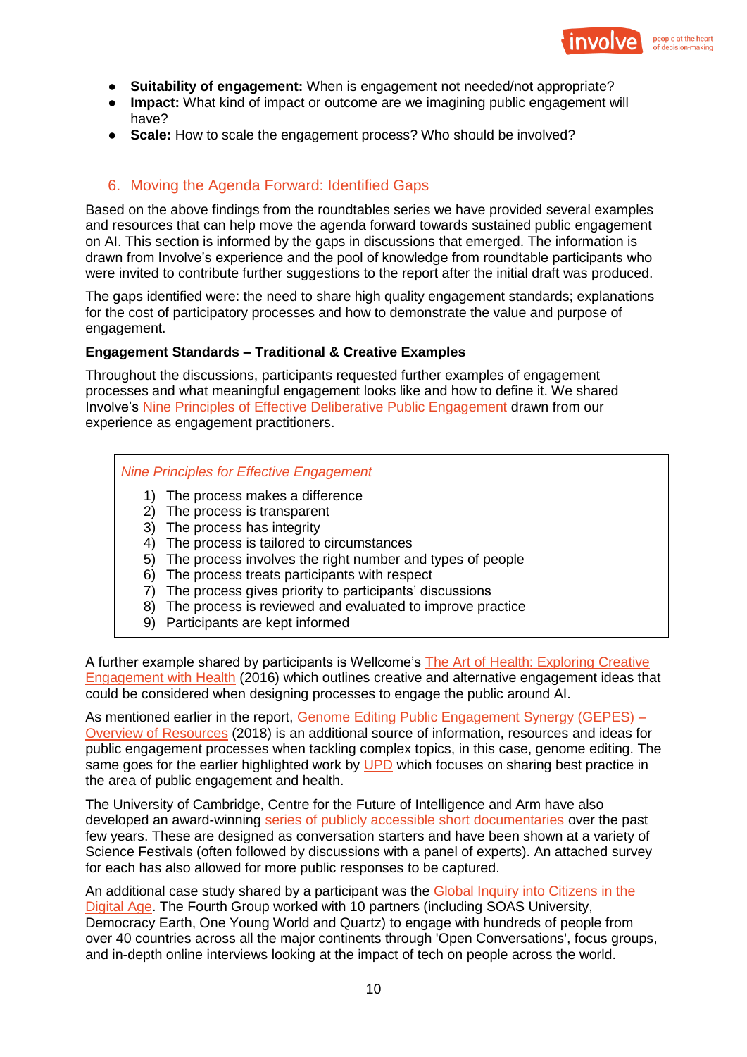- **Suitability of engagement:** When is engagement not needed/not appropriate?
- **Impact:** What kind of impact or outcome are we imagining public engagement will have?
- **Scale:** How to scale the engagement process? Who should be involved?

## 6. Moving the Agenda Forward: Identified Gaps

Based on the above findings from the roundtables series we have provided several examples and resources that can help move the agenda forward towards sustained public engagement on AI. This section is informed by the gaps in discussions that emerged. The information is drawn from Involve's experience and the pool of knowledge from roundtable participants who were invited to contribute further suggestions to the report after the initial draft was produced.

The gaps identified were: the need to share high quality engagement standards; explanations for the cost of participatory processes and how to demonstrate the value and purpose of engagement.

**Engagement Standards – Traditional & Creative Examples**

Throughout the discussions, participants requested further examples of engagement processes and what meaningful engagement looks like and how to define it. We shared Involve's Nine Principles of Effective Deliberative Public Engagement drawn from our experience as engagement practitioners.

*Nine Principles for Effective Engagement*

1) The process makes a difference
2) The process is transparent
3) The process has integrity
4) The process is tailored to circumstances
5) The process involves the right number and types of people
6) The process treats participants with respect
7) The process gives priority to participants' discussions
8) The process is reviewed and evaluated to improve practice
9) Participants are kept informed

A further example shared by participants is Wellcome's The Art of Health: Exploring Creative Engagement with Health (2016) which outlines creative and alternative engagement ideas that could be considered when designing processes to engage the public around AI.

As mentioned earlier in the report, Genome Editing Public Engagement Synergy (GEPES) – Overview of Resources (2018) is an additional source of information, resources and ideas for public engagement processes when tackling complex topics, in this case, genome editing. The same goes for the earlier highlighted work by UPD which focuses on sharing best practice in the area of public engagement and health.

The University of Cambridge, Centre for the Future of Intelligence and Arm have also developed an award-winning series of publicly accessible short documentaries over the past few years. These are designed as conversation starters and have been shown at a variety of Science Festivals (often followed by discussions with a panel of experts). An attached survey for each has also allowed for more public responses to be captured.

An additional case study shared by a participant was the Global Inquiry into Citizens in the Digital Age. The Fourth Group worked with 10 partners (including SOAS University, Democracy Earth, One Young World and Quartz) to engage with hundreds of people from over 40 countries across all the major continents through 'Open Conversations', focus groups, and in-depth online interviews looking at the impact of tech on people across the world.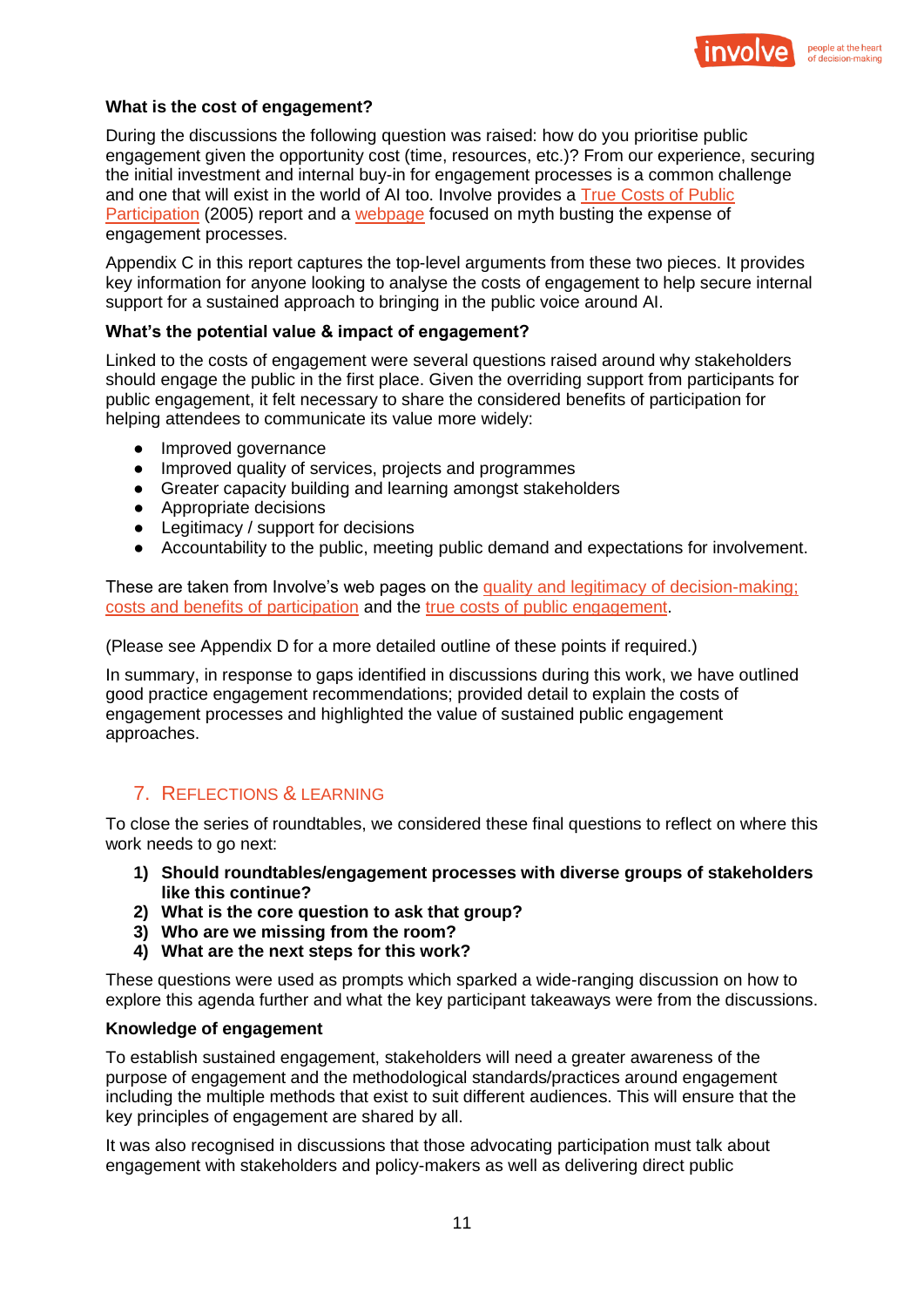**What is the cost of engagement?**

During the discussions the following question was raised: how do you prioritise public engagement given the opportunity cost (time, resources, etc.)? From our experience, securing the initial investment and internal buy-in for engagement processes is a common challenge and one that will exist in the world of AI too. Involve provides a True Costs of Public Participation (2005) report and a webpage focused on myth busting the expense of engagement processes.

Appendix C in this report captures the top-level arguments from these two pieces. It provides key information for anyone looking to analyse the costs of engagement to help secure internal support for a sustained approach to bringing in the public voice around AI.

**What's the potential value & impact of engagement?**

Linked to the costs of engagement were several questions raised around why stakeholders should engage the public in the first place. Given the overriding support from participants for public engagement, it felt necessary to share the considered benefits of participation for helping attendees to communicate its value more widely:

- Improved governance
- Improved quality of services, projects and programmes
- Greater capacity building and learning amongst stakeholders
- Appropriate decisions
- Legitimacy / support for decisions
- Accountability to the public, meeting public demand and expectations for involvement.

These are taken from Involve's web pages on the quality and legitimacy of decision-making; costs and benefits of participation and the true costs of public engagement.

(Please see Appendix D for a more detailed outline of these points if required.)

In summary, in response to gaps identified in discussions during this work, we have outlined good practice engagement recommendations; provided detail to explain the costs of engagement processes and highlighted the value of sustained public engagement approaches.

## 7. Reflections & Learning

To close the series of roundtables, we considered these final questions to reflect on where this work needs to go next:

1) **Should roundtables/engagement processes with diverse groups of stakeholders like this continue?**
2) **What is the core question to ask that group?**
3) **Who are we missing from the room?**
4) **What are the next steps for this work?**

These questions were used as prompts which sparked a wide-ranging discussion on how to explore this agenda further and what the key participant takeaways were from the discussions.

**Knowledge of engagement**

To establish sustained engagement, stakeholders will need a greater awareness of the purpose of engagement and the methodological standards/practices around engagement including the multiple methods that exist to suit different audiences. This will ensure that the key principles of engagement are shared by all.

It was also recognised in discussions that those advocating participation must talk about engagement with stakeholders and policy-makers as well as delivering direct public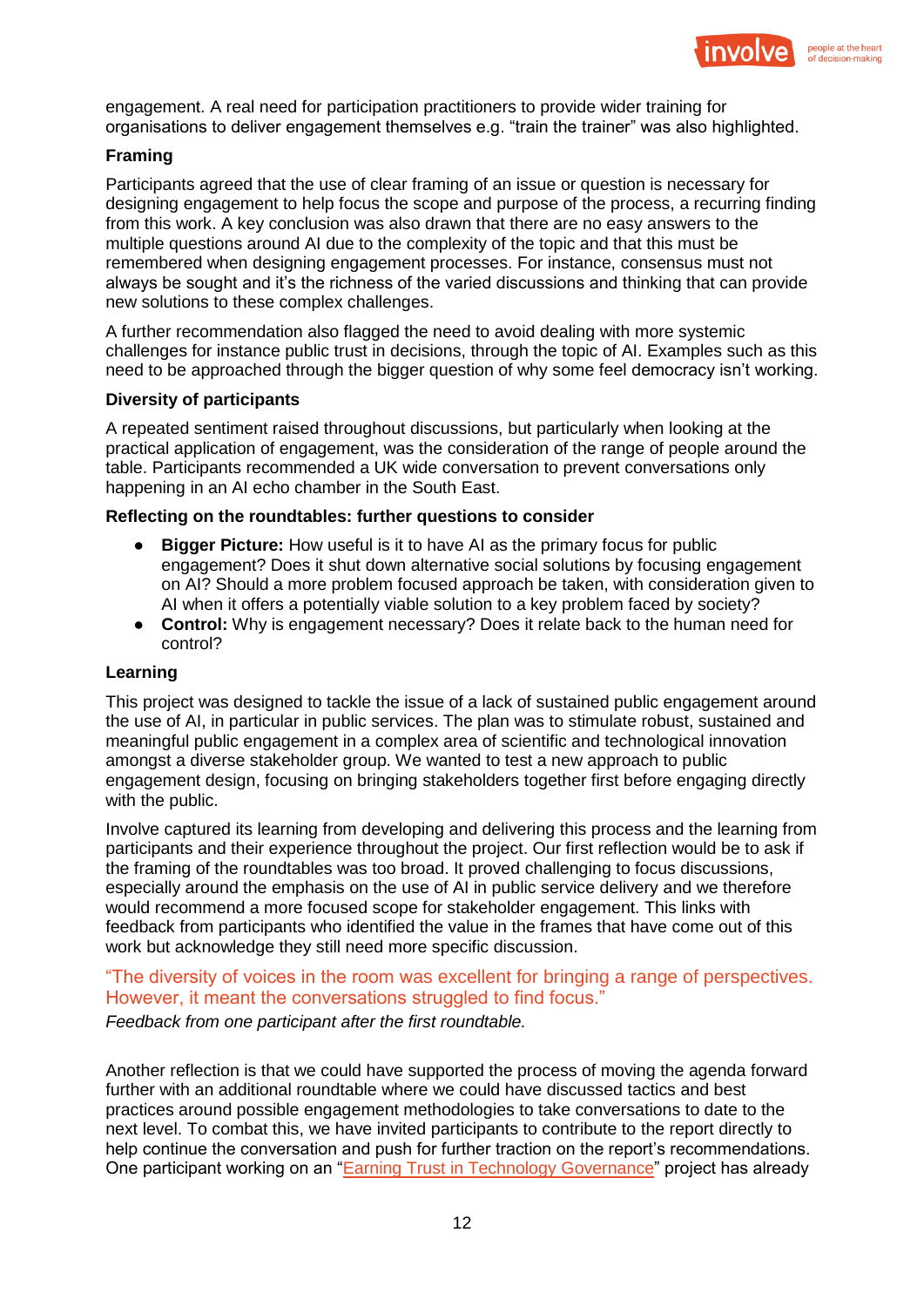engagement. A real need for participation practitioners to provide wider training for organisations to deliver engagement themselves e.g. "train the trainer" was also highlighted.

**Framing**

Participants agreed that the use of clear framing of an issue or question is necessary for designing engagement to help focus the scope and purpose of the process, a recurring finding from this work. A key conclusion was also drawn that there are no easy answers to the multiple questions around AI due to the complexity of the topic and that this must be remembered when designing engagement processes. For instance, consensus must not always be sought and it's the richness of the varied discussions and thinking that can provide new solutions to these complex challenges.

A further recommendation also flagged the need to avoid dealing with more systemic challenges for instance public trust in decisions, through the topic of AI. Examples such as this need to be approached through the bigger question of why some feel democracy isn't working.

**Diversity of participants**

A repeated sentiment raised throughout discussions, but particularly when looking at the practical application of engagement, was the consideration of the range of people around the table. Participants recommended a UK wide conversation to prevent conversations only happening in an AI echo chamber in the South East.

**Reflecting on the roundtables: further questions to consider**

- **Bigger Picture:** How useful is it to have AI as the primary focus for public engagement? Does it shut down alternative social solutions by focusing engagement on AI? Should a more problem focused approach be taken, with consideration given to AI when it offers a potentially viable solution to a key problem faced by society?
- **Control:** Why is engagement necessary? Does it relate back to the human need for control?

**Learning**

This project was designed to tackle the issue of a lack of sustained public engagement around the use of AI, in particular in public services. The plan was to stimulate robust, sustained and meaningful public engagement in a complex area of scientific and technological innovation amongst a diverse stakeholder group. We wanted to test a new approach to public engagement design, focusing on bringing stakeholders together first before engaging directly with the public.

Involve captured its learning from developing and delivering this process and the learning from participants and their experience throughout the project. Our first reflection would be to ask if the framing of the roundtables was too broad. It proved challenging to focus discussions, especially around the emphasis on the use of AI in public service delivery and we therefore would recommend a more focused scope for stakeholder engagement. This links with feedback from participants who identified the value in the frames that have come out of this work but acknowledge they still need more specific discussion.

"The diversity of voices in the room was excellent for bringing a range of perspectives. However, it meant the conversations struggled to find focus."

*Feedback from one participant after the first roundtable.*

Another reflection is that we could have supported the process of moving the agenda forward further with an additional roundtable where we could have discussed tactics and best practices around possible engagement methodologies to take conversations to date to the next level. To combat this, we have invited participants to contribute to the report directly to help continue the conversation and push for further traction on the report's recommendations. One participant working on an "Earning Trust in Technology Governance" project has already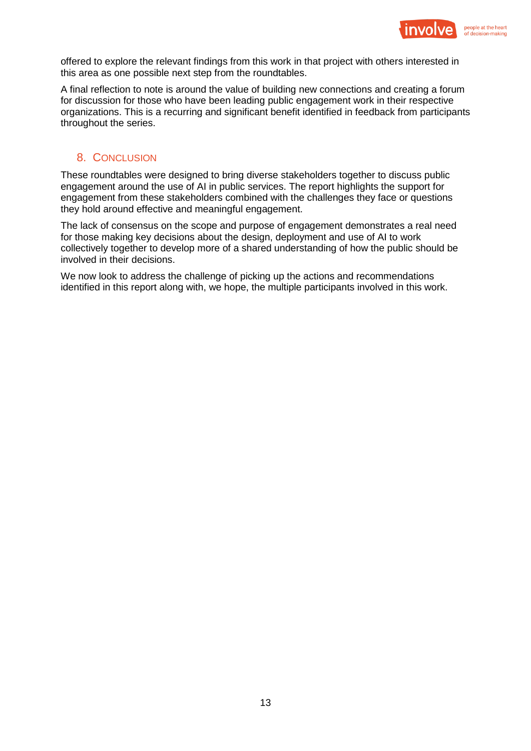offered to explore the relevant findings from this work in that project with others interested in this area as one possible next step from the roundtables.

A final reflection to note is around the value of building new connections and creating a forum for discussion for those who have been leading public engagement work in their respective organizations. This is a recurring and significant benefit identified in feedback from participants throughout the series.

## 8. Conclusion

These roundtables were designed to bring diverse stakeholders together to discuss public engagement around the use of AI in public services. The report highlights the support for engagement from these stakeholders combined with the challenges they face or questions they hold around effective and meaningful engagement.

The lack of consensus on the scope and purpose of engagement demonstrates a real need for those making key decisions about the design, deployment and use of AI to work collectively together to develop more of a shared understanding of how the public should be involved in their decisions.

We now look to address the challenge of picking up the actions and recommendations identified in this report along with, we hope, the multiple participants involved in this work.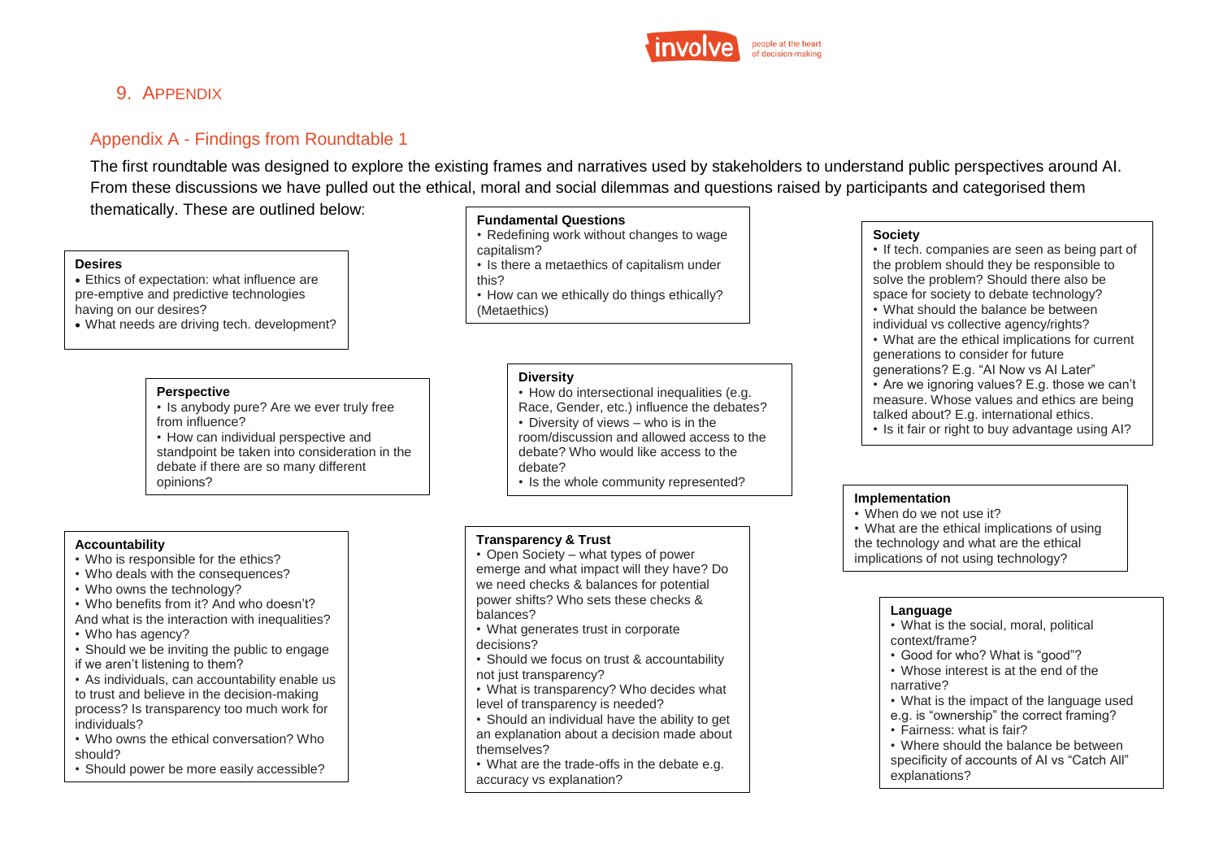## 9. Appendix

### Appendix A - Findings from Roundtable 1

The first roundtable was designed to explore the existing frames and narratives used by stakeholders to understand public perspectives around AI. From these discussions we have pulled out the ethical, moral and social dilemmas and questions raised by participants and categorised them thematically. These are outlined below:

**Desires**

- Ethics of expectation: what influence are pre-emptive and predictive technologies having on our desires?
- What needs are driving tech. development?

**Perspective**

- Is anybody pure? Are we ever truly free from influence?
- How can individual perspective and standpoint be taken into consideration in the debate if there are so many different opinions?

**Accountability**

- Who is responsible for the ethics?
- Who deals with the consequences?
- Who owns the technology?
- Who benefits from it? And who doesn't? And what is the interaction with inequalities?
- Who has agency?
- Should we be inviting the public to engage if we aren't listening to them?
- As individuals, can accountability enable us to trust and believe in the decision-making process? Is transparency too much work for individuals?
- Who owns the ethical conversation? Who should?
- Should power be more easily accessible?

**Fundamental Questions**

- Redefining work without changes to wage capitalism?
- Is there a metaethics of capitalism under this?
- How can we ethically do things ethically? (Metaethics)

**Diversity**

- How do intersectional inequalities (e.g. Race, Gender, etc.) influence the debates?
- Diversity of views – who is in the room/discussion and allowed access to the debate? Who would like access to the debate?
- Is the whole community represented?

**Transparency & Trust**

- Open Society – what types of power emerge and what impact will they have? Do we need checks & balances for potential power shifts? Who sets these checks & balances?
- What generates trust in corporate decisions?
- Should we focus on trust & accountability not just transparency?
- What is transparency? Who decides what level of transparency is needed?
- Should an individual have the ability to get an explanation about a decision made about themselves?
- What are the trade-offs in the debate e.g. accuracy vs explanation?

**Society**

- If tech. companies are seen as being part of the problem should they be responsible to solve the problem? Should there also be space for society to debate technology?
- What should the balance be between individual vs collective agency/rights?
- What are the ethical implications for current generations to consider for future generations? E.g. "AI Now vs AI Later"
- Are we ignoring values? E.g. those we can't measure. Whose values and ethics are being talked about? E.g. international ethics.
- Is it fair or right to buy advantage using AI?

**Implementation**

- When do we not use it?
- What are the ethical implications of using the technology and what are the ethical implications of not using technology?

**Language**

- What is the social, moral, political context/frame?
- Good for who? What is "good"?
- Whose interest is at the end of the narrative?
- What is the impact of the language used e.g. is "ownership" the correct framing?
- Fairness: what is fair?
- Where should the balance be between specificity of accounts of AI vs "Catch All" explanations?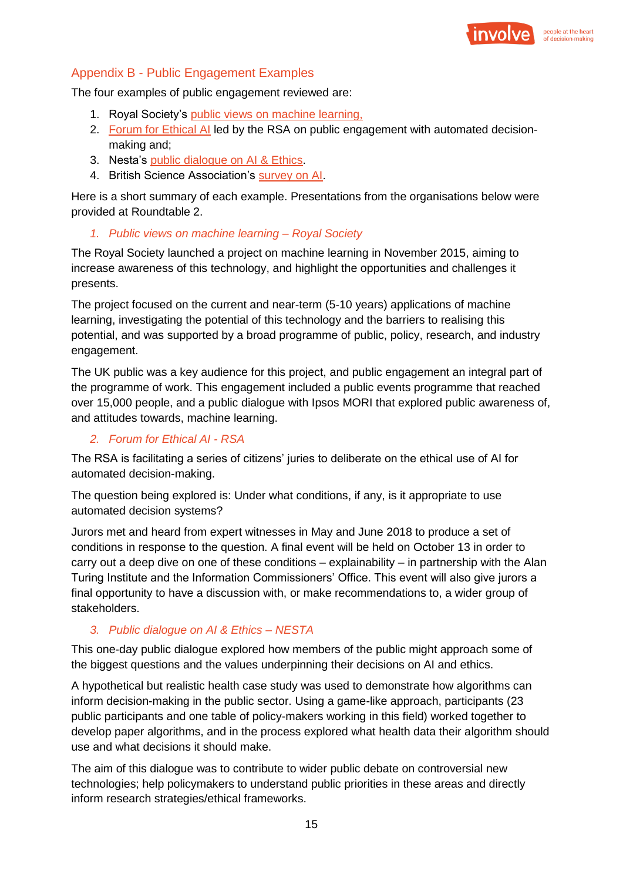## Appendix B - Public Engagement Examples

The four examples of public engagement reviewed are:

1. Royal Society's public views on machine learning,
2. Forum for Ethical AI led by the RSA on public engagement with automated decision-making and;
3. Nesta's public dialogue on AI & Ethics.
4. British Science Association's survey on AI.

Here is a short summary of each example. Presentations from the organisations below were provided at Roundtable 2.

### *1. Public views on machine learning – Royal Society*

The Royal Society launched a project on machine learning in November 2015, aiming to increase awareness of this technology, and highlight the opportunities and challenges it presents.

The project focused on the current and near-term (5-10 years) applications of machine learning, investigating the potential of this technology and the barriers to realising this potential, and was supported by a broad programme of public, policy, research, and industry engagement.

The UK public was a key audience for this project, and public engagement an integral part of the programme of work. This engagement included a public events programme that reached over 15,000 people, and a public dialogue with Ipsos MORI that explored public awareness of, and attitudes towards, machine learning.

### *2. Forum for Ethical AI - RSA*

The RSA is facilitating a series of citizens' juries to deliberate on the ethical use of AI for automated decision-making.

The question being explored is: Under what conditions, if any, is it appropriate to use automated decision systems?

Jurors met and heard from expert witnesses in May and June 2018 to produce a set of conditions in response to the question. A final event will be held on October 13 in order to carry out a deep dive on one of these conditions – explainability – in partnership with the Alan Turing Institute and the Information Commissioners' Office. This event will also give jurors a final opportunity to have a discussion with, or make recommendations to, a wider group of stakeholders.

### *3. Public dialogue on AI & Ethics – NESTA*

This one-day public dialogue explored how members of the public might approach some of the biggest questions and the values underpinning their decisions on AI and ethics.

A hypothetical but realistic health case study was used to demonstrate how algorithms can inform decision-making in the public sector. Using a game-like approach, participants (23 public participants and one table of policy-makers working in this field) worked together to develop paper algorithms, and in the process explored what health data their algorithm should use and what decisions it should make.

The aim of this dialogue was to contribute to wider public debate on controversial new technologies; help policymakers to understand public priorities in these areas and directly inform research strategies/ethical frameworks.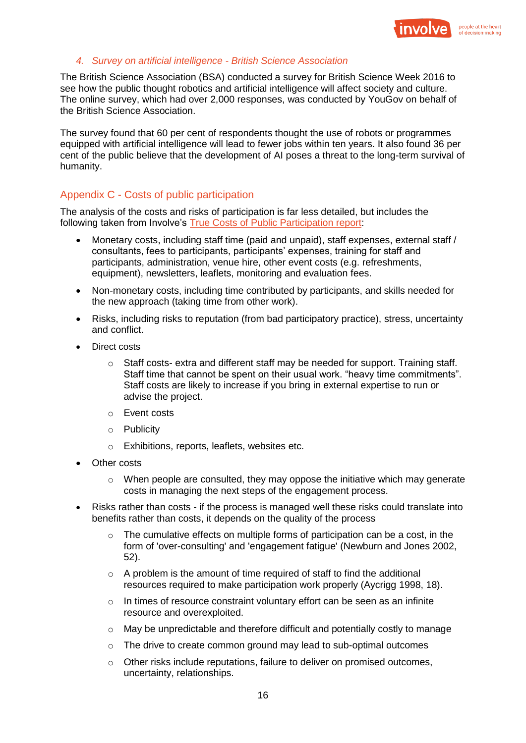### 4. *Survey on artificial intelligence - British Science Association*

The British Science Association (BSA) conducted a survey for British Science Week 2016 to see how the public thought robotics and artificial intelligence will affect society and culture. The online survey, which had over 2,000 responses, was conducted by YouGov on behalf of the British Science Association.

The survey found that 60 per cent of respondents thought the use of robots or programmes equipped with artificial intelligence will lead to fewer jobs within ten years. It also found 36 per cent of the public believe that the development of AI poses a threat to the long-term survival of humanity.

## Appendix C - Costs of public participation

The analysis of the costs and risks of participation is far less detailed, but includes the following taken from Involve's True Costs of Public Participation report:

- Monetary costs, including staff time (paid and unpaid), staff expenses, external staff / consultants, fees to participants, participants' expenses, training for staff and participants, administration, venue hire, other event costs (e.g. refreshments, equipment), newsletters, leaflets, monitoring and evaluation fees.
- Non-monetary costs, including time contributed by participants, and skills needed for the new approach (taking time from other work).
- Risks, including risks to reputation (from bad participatory practice), stress, uncertainty and conflict.
- Direct costs
  - Staff costs- extra and different staff may be needed for support. Training staff. Staff time that cannot be spent on their usual work. "heavy time commitments". Staff costs are likely to increase if you bring in external expertise to run or advise the project.
  - Event costs
  - Publicity
  - Exhibitions, reports, leaflets, websites etc.
- Other costs
  - When people are consulted, they may oppose the initiative which may generate costs in managing the next steps of the engagement process.
- Risks rather than costs - if the process is managed well these risks could translate into benefits rather than costs, it depends on the quality of the process
  - The cumulative effects on multiple forms of participation can be a cost, in the form of 'over-consulting' and 'engagement fatigue' (Newburn and Jones 2002, 52).
  - A problem is the amount of time required of staff to find the additional resources required to make participation work properly (Aycrigg 1998, 18).
  - In times of resource constraint voluntary effort can be seen as an infinite resource and overexploited.
  - May be unpredictable and therefore difficult and potentially costly to manage
  - The drive to create common ground may lead to sub-optimal outcomes
  - Other risks include reputations, failure to deliver on promised outcomes, uncertainty, relationships.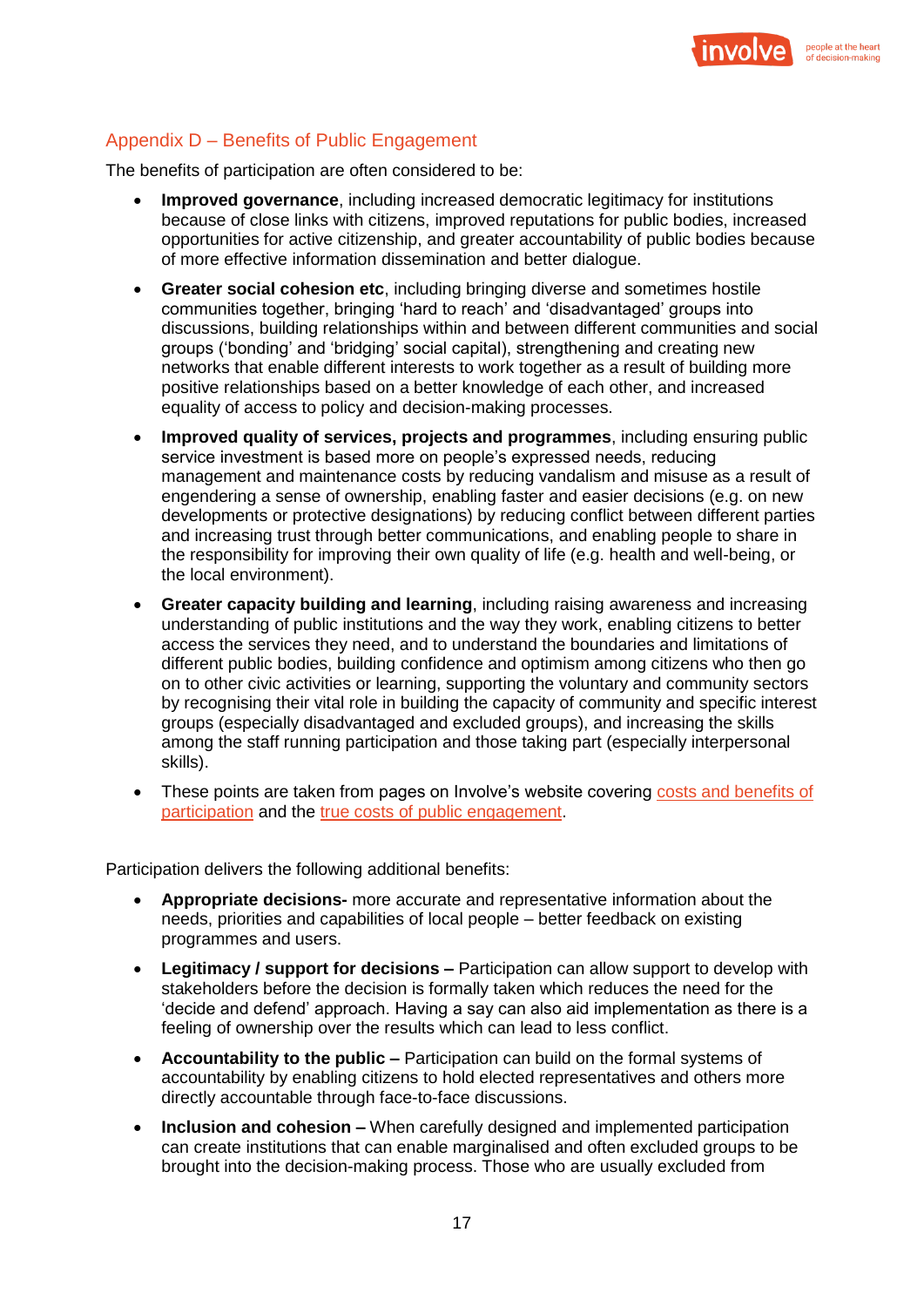## Appendix D – Benefits of Public Engagement

The benefits of participation are often considered to be:

- **Improved governance**, including increased democratic legitimacy for institutions because of close links with citizens, improved reputations for public bodies, increased opportunities for active citizenship, and greater accountability of public bodies because of more effective information dissemination and better dialogue.
- **Greater social cohesion etc**, including bringing diverse and sometimes hostile communities together, bringing 'hard to reach' and 'disadvantaged' groups into discussions, building relationships within and between different communities and social groups ('bonding' and 'bridging' social capital), strengthening and creating new networks that enable different interests to work together as a result of building more positive relationships based on a better knowledge of each other, and increased equality of access to policy and decision-making processes.
- **Improved quality of services, projects and programmes**, including ensuring public service investment is based more on people's expressed needs, reducing management and maintenance costs by reducing vandalism and misuse as a result of engendering a sense of ownership, enabling faster and easier decisions (e.g. on new developments or protective designations) by reducing conflict between different parties and increasing trust through better communications, and enabling people to share in the responsibility for improving their own quality of life (e.g. health and well-being, or the local environment).
- **Greater capacity building and learning**, including raising awareness and increasing understanding of public institutions and the way they work, enabling citizens to better access the services they need, and to understand the boundaries and limitations of different public bodies, building confidence and optimism among citizens who then go on to other civic activities or learning, supporting the voluntary and community sectors by recognising their vital role in building the capacity of community and specific interest groups (especially disadvantaged and excluded groups), and increasing the skills among the staff running participation and those taking part (especially interpersonal skills).
- These points are taken from pages on Involve's website covering costs and benefits of participation and the true costs of public engagement.

Participation delivers the following additional benefits:

- **Appropriate decisions-** more accurate and representative information about the needs, priorities and capabilities of local people – better feedback on existing programmes and users.
- **Legitimacy / support for decisions –** Participation can allow support to develop with stakeholders before the decision is formally taken which reduces the need for the 'decide and defend' approach. Having a say can also aid implementation as there is a feeling of ownership over the results which can lead to less conflict.
- **Accountability to the public –** Participation can build on the formal systems of accountability by enabling citizens to hold elected representatives and others more directly accountable through face-to-face discussions.
- **Inclusion and cohesion –** When carefully designed and implemented participation can create institutions that can enable marginalised and often excluded groups to be brought into the decision-making process. Those who are usually excluded from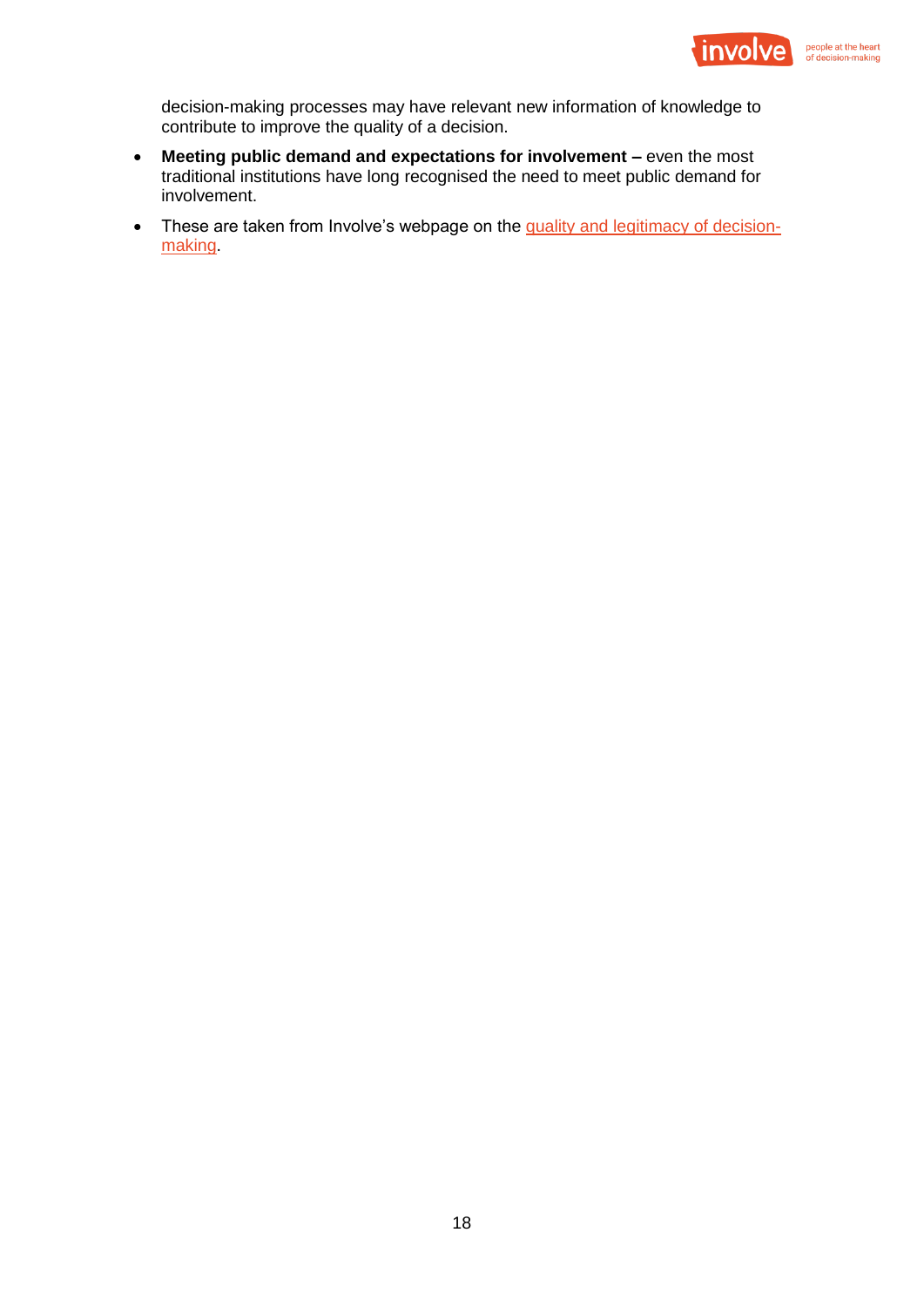decision-making processes may have relevant new information of knowledge to contribute to improve the quality of a decision.

- **Meeting public demand and expectations for involvement –** even the most traditional institutions have long recognised the need to meet public demand for involvement.
- These are taken from Involve's webpage on the quality and legitimacy of decision-making.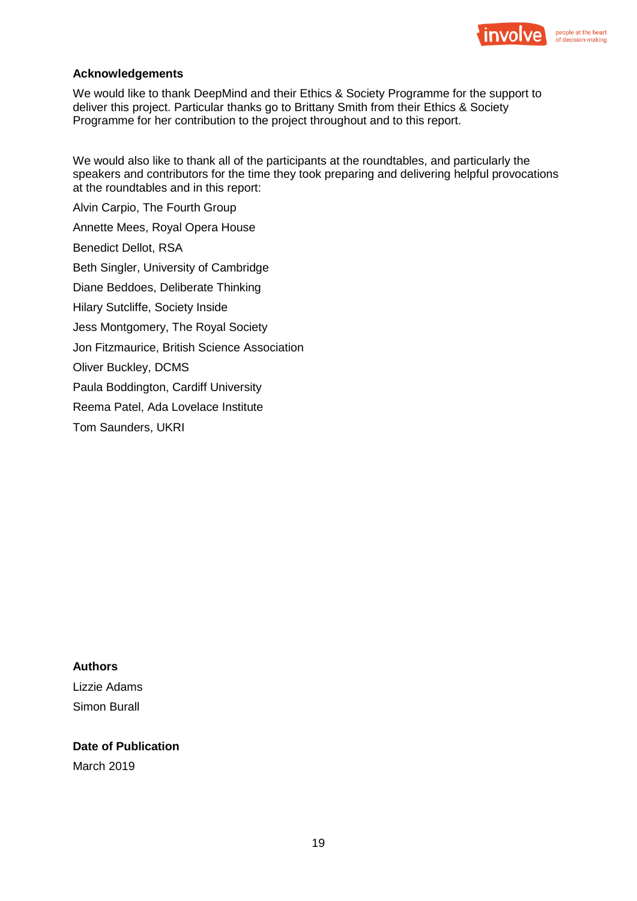**Acknowledgements**

We would like to thank DeepMind and their Ethics & Society Programme for the support to deliver this project. Particular thanks go to Brittany Smith from their Ethics & Society Programme for her contribution to the project throughout and to this report.

We would also like to thank all of the participants at the roundtables, and particularly the speakers and contributors for the time they took preparing and delivering helpful provocations at the roundtables and in this report:

Alvin Carpio, The Fourth Group

Annette Mees, Royal Opera House

Benedict Dellot, RSA

Beth Singler, University of Cambridge

Diane Beddoes, Deliberate Thinking

Hilary Sutcliffe, Society Inside

Jess Montgomery, The Royal Society

Jon Fitzmaurice, British Science Association

Oliver Buckley, DCMS

Paula Boddington, Cardiff University

Reema Patel, Ada Lovelace Institute

Tom Saunders, UKRI

**Authors**

Lizzie Adams

Simon Burall

**Date of Publication**

March 2019